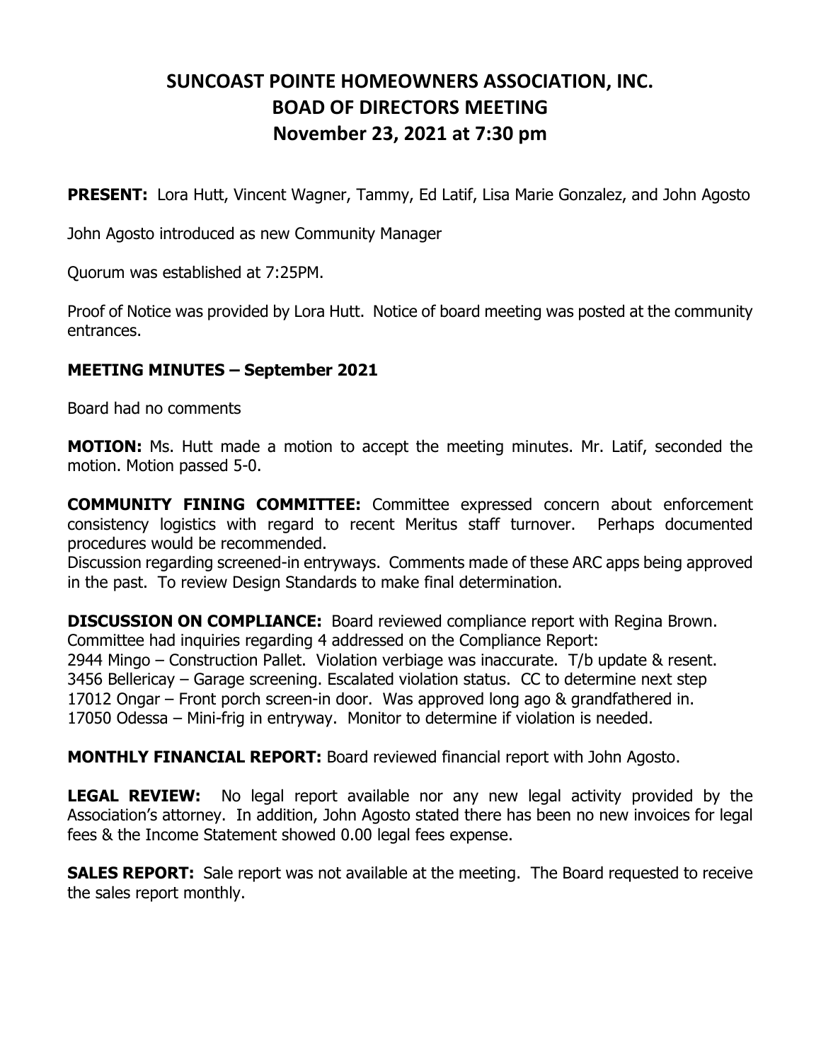# SUNCOAST POINTE HOMEOWNERS ASSOCIATION, INC.
# BOAD OF DIRECTORS MEETING
# November 23, 2021 at 7:30 pm

**PRESENT:** Lora Hutt, Vincent Wagner, Tammy, Ed Latif, Lisa Marie Gonzalez, and John Agosto

John Agosto introduced as new Community Manager

Quorum was established at 7:25PM.

Proof of Notice was provided by Lora Hutt. Notice of board meeting was posted at the community entrances.

**MEETING MINUTES – September 2021**

Board had no comments

**MOTION:** Ms. Hutt made a motion to accept the meeting minutes. Mr. Latif, seconded the motion. Motion passed 5-0.

**COMMUNITY FINING COMMITTEE:** Committee expressed concern about enforcement consistency logistics with regard to recent Meritus staff turnover. Perhaps documented procedures would be recommended.

Discussion regarding screened-in entryways. Comments made of these ARC apps being approved in the past. To review Design Standards to make final determination.

**DISCUSSION ON COMPLIANCE:** Board reviewed compliance report with Regina Brown.
Committee had inquiries regarding 4 addressed on the Compliance Report:
2944 Mingo – Construction Pallet. Violation verbiage was inaccurate. T/b update & resent.
3456 Bellericay – Garage screening. Escalated violation status. CC to determine next step
17012 Ongar – Front porch screen-in door. Was approved long ago & grandfathered in.
17050 Odessa – Mini-frig in entryway. Monitor to determine if violation is needed.

**MONTHLY FINANCIAL REPORT:** Board reviewed financial report with John Agosto.

**LEGAL REVIEW:** No legal report available nor any new legal activity provided by the Association's attorney. In addition, John Agosto stated there has been no new invoices for legal fees & the Income Statement showed 0.00 legal fees expense.

**SALES REPORT:** Sale report was not available at the meeting. The Board requested to receive the sales report monthly.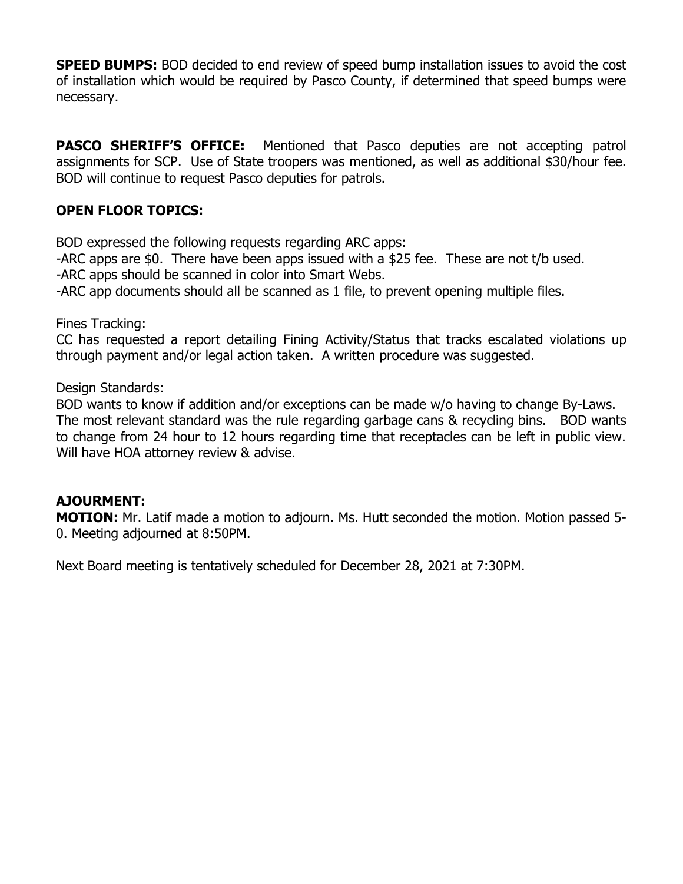**SPEED BUMPS:** BOD decided to end review of speed bump installation issues to avoid the cost of installation which would be required by Pasco County, if determined that speed bumps were necessary.

**PASCO SHERIFF'S OFFICE:** Mentioned that Pasco deputies are not accepting patrol assignments for SCP. Use of State troopers was mentioned, as well as additional $30/hour fee. BOD will continue to request Pasco deputies for patrols.

**OPEN FLOOR TOPICS:**

BOD expressed the following requests regarding ARC apps:
-ARC apps are $0. There have been apps issued with a $25 fee. These are not t/b used.
-ARC apps should be scanned in color into Smart Webs.
-ARC app documents should all be scanned as 1 file, to prevent opening multiple files.

Fines Tracking:
CC has requested a report detailing Fining Activity/Status that tracks escalated violations up through payment and/or legal action taken. A written procedure was suggested.

Design Standards:
BOD wants to know if addition and/or exceptions can be made w/o having to change By-Laws. The most relevant standard was the rule regarding garbage cans & recycling bins. BOD wants to change from 24 hour to 12 hours regarding time that receptacles can be left in public view. Will have HOA attorney review & advise.

**AJOURMENT:**
**MOTION:** Mr. Latif made a motion to adjourn. Ms. Hutt seconded the motion. Motion passed 5-0. Meeting adjourned at 8:50PM.

Next Board meeting is tentatively scheduled for December 28, 2021 at 7:30PM.